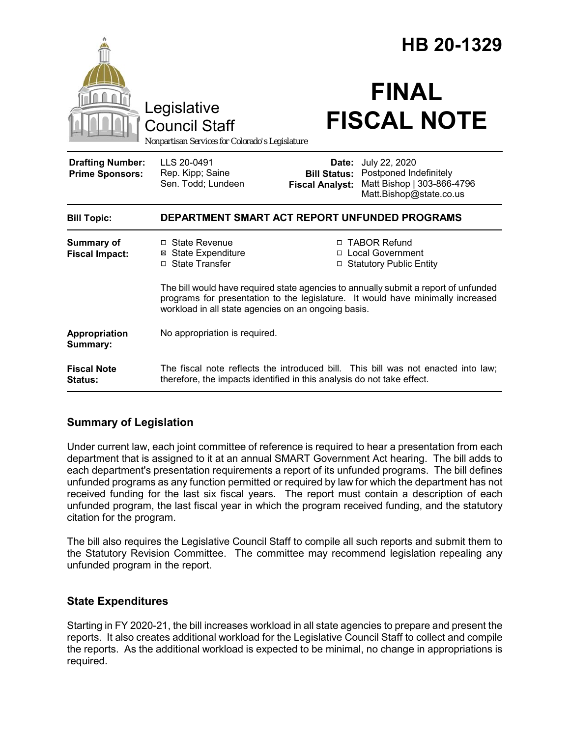# HB 20-1329

Legislative Council Staff

*Nonpartisan Services for Colorado's Legislature*

# FINAL FISCAL NOTE

| | | | |
|---|---|---|---|
| **Drafting Number:** | LLS 20-0491 | **Date:** | July 22, 2020 |
| **Prime Sponsors:** | Rep. Kipp; Saine<br>Sen. Todd; Lundeen | **Bill Status:** | Postponed Indefinitely |
| | | **Fiscal Analyst:** | Matt Bishop \| 303-866-4796<br>Matt.Bishop@state.co.us |

**Bill Topic:** **DEPARTMENT SMART ACT REPORT UNFUNDED PROGRAMS**

**Summary of Fiscal Impact:**

- ☐ State Revenue
- ☒ State Expenditure
- ☐ State Transfer
- ☐ TABOR Refund
- ☐ Local Government
- ☐ Statutory Public Entity

The bill would have required state agencies to annually submit a report of unfunded programs for presentation to the legislature. It would have minimally increased workload in all state agencies on an ongoing basis.

**Appropriation Summary:** No appropriation is required.

**Fiscal Note Status:** The fiscal note reflects the introduced bill. This bill was not enacted into law; therefore, the impacts identified in this analysis do not take effect.

## Summary of Legislation

Under current law, each joint committee of reference is required to hear a presentation from each department that is assigned to it at an annual SMART Government Act hearing. The bill adds to each department's presentation requirements a report of its unfunded programs. The bill defines unfunded programs as any function permitted or required by law for which the department has not received funding for the last six fiscal years. The report must contain a description of each unfunded program, the last fiscal year in which the program received funding, and the statutory citation for the program.

The bill also requires the Legislative Council Staff to compile all such reports and submit them to the Statutory Revision Committee. The committee may recommend legislation repealing any unfunded program in the report.

## State Expenditures

Starting in FY 2020-21, the bill increases workload in all state agencies to prepare and present the reports. It also creates additional workload for the Legislative Council Staff to collect and compile the reports. As the additional workload is expected to be minimal, no change in appropriations is required.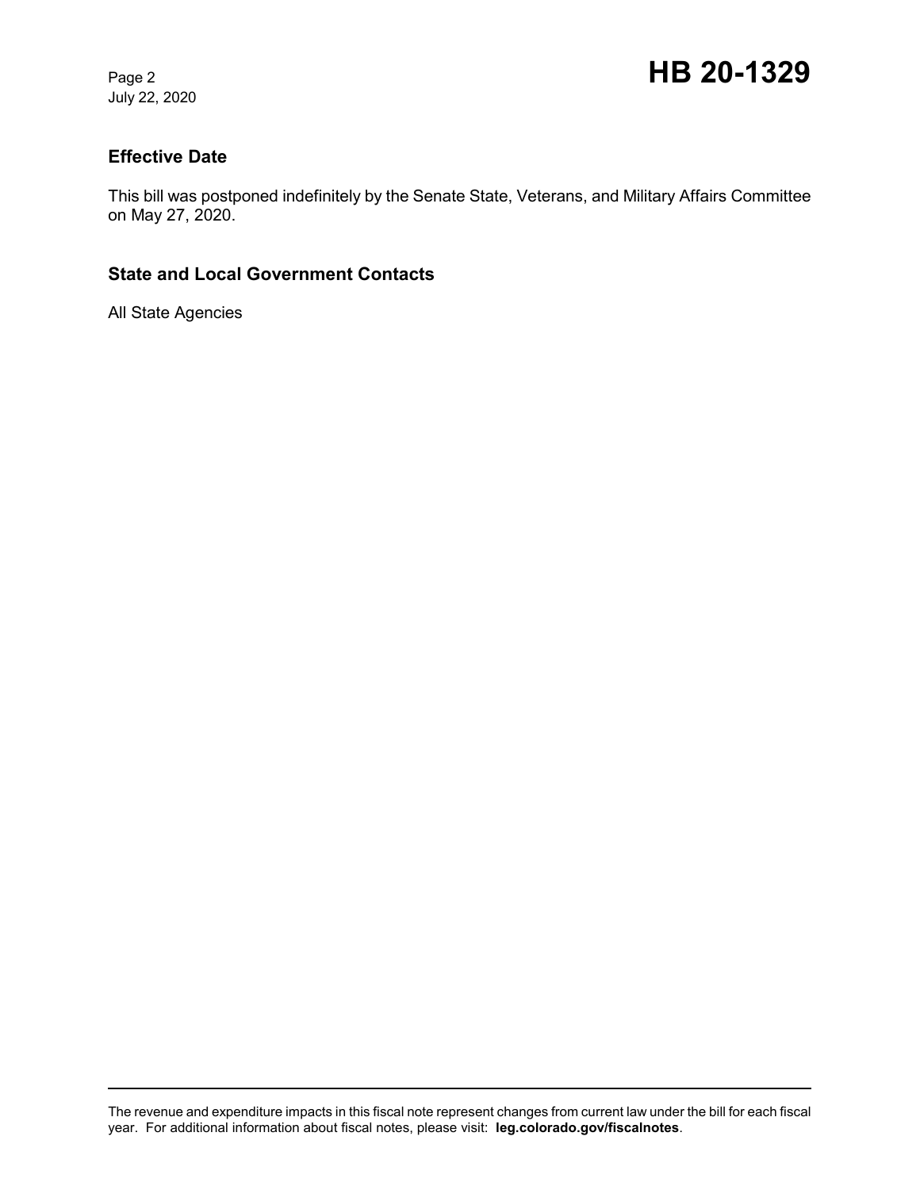## Effective Date

This bill was postponed indefinitely by the Senate State, Veterans, and Military Affairs Committee on May 27, 2020.

## State and Local Government Contacts

All State Agencies

The revenue and expenditure impacts in this fiscal note represent changes from current law under the bill for each fiscal year. For additional information about fiscal notes, please visit: **leg.colorado.gov/fiscalnotes**.